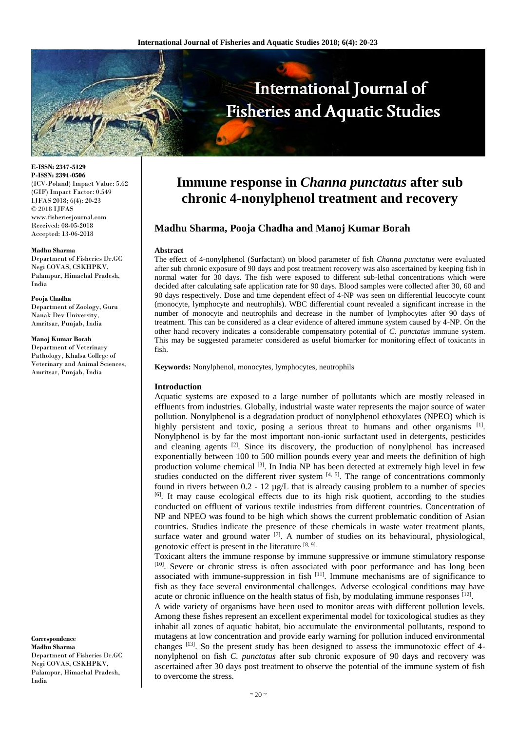**E-ISSN: 2347-5129**
**P-ISSN: 2394-0506**
(ICV-Poland) Impact Value: 5.62
(GIF) Impact Factor: 0.549
IJFAS 2018; 6(4): 20-23
© 2018 IJFAS
www.fisheriesjournal.com
Received: 08-05-2018
Accepted: 13-06-2018

**Madhu Sharma**
Department of Fisheries Dr.GC Negi COVAS, CSKHPKV, Palampur, Himachal Pradesh, India

**Pooja Chadha**
Department of Zoology, Guru Nanak Dev University, Amritsar, Punjab, India

**Manoj Kumar Borah**
Department of Veterinary Pathology, Khalsa College of Veterinary and Animal Sciences, Amritsar, Punjab, India

**Correspondence**
**Madhu Sharma**
Department of Fisheries Dr.GC Negi COVAS, CSKHPKV, Palampur, Himachal Pradesh, India

# Immune response in *Channa punctatus* after sub chronic 4-nonylphenol treatment and recovery

## Madhu Sharma, Pooja Chadha and Manoj Kumar Borah

### Abstract

The effect of 4-nonylphenol (Surfactant) on blood parameter of fish *Channa punctatus* were evaluated after sub chronic exposure of 90 days and post treatment recovery was also ascertained by keeping fish in normal water for 30 days. The fish were exposed to different sub-lethal concentrations which were decided after calculating safe application rate for 90 days. Blood samples were collected after 30, 60 and 90 days respectively. Dose and time dependent effect of 4-NP was seen on differential leucocyte count (monocyte, lymphocyte and neutrophils). WBC differential count revealed a significant increase in the number of monocyte and neutrophils and decrease in the number of lymphocytes after 90 days of treatment. This can be considered as a clear evidence of altered immune system caused by 4-NP. On the other hand recovery indicates a considerable compensatory potential of *C. punctatus* immune system. This may be suggested parameter considered as useful biomarker for monitoring effect of toxicants in fish.

**Keywords:** Nonylphenol, monocytes, lymphocytes, neutrophils

### Introduction

Aquatic systems are exposed to a large number of pollutants which are mostly released in effluents from industries. Globally, industrial waste water represents the major source of water pollution. Nonylphenol is a degradation product of nonylphenol ethoxylates (NPEO) which is highly persistent and toxic, posing a serious threat to humans and other organisms [1]. Nonylphenol is by far the most important non-ionic surfactant used in detergents, pesticides and cleaning agents [2]. Since its discovery, the production of nonylphenol has increased exponentially between 100 to 500 million pounds every year and meets the definition of high production volume chemical [3]. In India NP has been detected at extremely high level in few studies conducted on the different river system [4, 5]. The range of concentrations commonly found in rivers between 0.2 - 12 µg/L that is already causing problem to a number of species [6]. It may cause ecological effects due to its high risk quotient, according to the studies conducted on effluent of various textile industries from different countries. Concentration of NP and NPEO was found to be high which shows the current problematic condition of Asian countries. Studies indicate the presence of these chemicals in waste water treatment plants, surface water and ground water [7]. A number of studies on its behavioural, physiological, genotoxic effect is present in the literature [8, 9].

Toxicant alters the immune response by immune suppressive or immune stimulatory response [10]. Severe or chronic stress is often associated with poor performance and has long been associated with immune-suppression in fish [11]. Immune mechanisms are of significance to fish as they face several environmental challenges. Adverse ecological conditions may have acute or chronic influence on the health status of fish, by modulating immune responses [12].

A wide variety of organisms have been used to monitor areas with different pollution levels. Among these fishes represent an excellent experimental model for toxicological studies as they inhabit all zones of aquatic habitat, bio accumulate the environmental pollutants, respond to mutagens at low concentration and provide early warning for pollution induced environmental changes [13]. So the present study has been designed to assess the immunotoxic effect of 4-nonylphenol on fish *C. punctatus* after sub chronic exposure of 90 days and recovery was ascertained after 30 days post treatment to observe the potential of the immune system of fish to overcome the stress.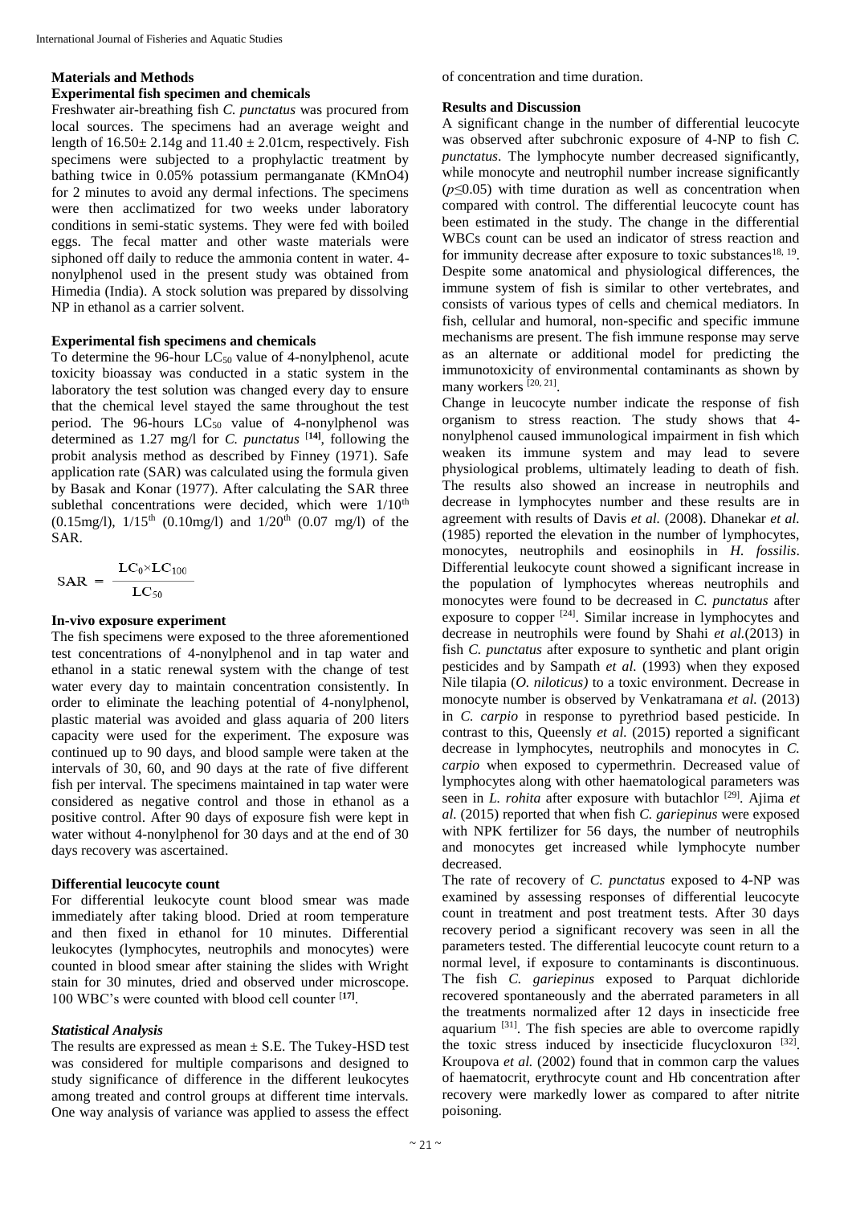## Materials and Methods

### Experimental fish specimen and chemicals

Freshwater air-breathing fish *C. punctatus* was procured from local sources. The specimens had an average weight and length of 16.50± 2.14g and 11.40 ± 2.01cm, respectively. Fish specimens were subjected to a prophylactic treatment by bathing twice in 0.05% potassium permanganate ($KMnO_4$) for 2 minutes to avoid any dermal infections. The specimens were then acclimatized for two weeks under laboratory conditions in semi-static systems. They were fed with boiled eggs. The fecal matter and other waste materials were siphoned off daily to reduce the ammonia content in water. 4-nonylphenol used in the present study was obtained from Himedia (India). A stock solution was prepared by dissolving NP in ethanol as a carrier solvent.

### Experimental fish specimens and chemicals

To determine the 96-hour $LC_{50}$ value of 4-nonylphenol, acute toxicity bioassay was conducted in a static system in the laboratory the test solution was changed every day to ensure that the chemical level stayed the same throughout the test period. The 96-hours $LC_{50}$ value of 4-nonylphenol was determined as 1.27 mg/l for *C. punctatus* [14], following the probit analysis method as described by Finney (1971). Safe application rate (SAR) was calculated using the formula given by Basak and Konar (1977). After calculating the SAR three sublethal concentrations were decided, which were $1/10^{th}$ (0.15mg/l), $1/15^{th}$ (0.10mg/l) and $1/20^{th}$ (0.07 mg/l) of the SAR.

$$SAR = \frac{LC_0 \times LC_{100}}{LC_{50}}$$

### In-vivo exposure experiment

The fish specimens were exposed to the three aforementioned test concentrations of 4-nonylphenol and in tap water and ethanol in a static renewal system with the change of test water every day to maintain concentration consistently. In order to eliminate the leaching potential of 4-nonylphenol, plastic material was avoided and glass aquaria of 200 liters capacity were used for the experiment. The exposure was continued up to 90 days, and blood sample were taken at the intervals of 30, 60, and 90 days at the rate of five different fish per interval. The specimens maintained in tap water were considered as negative control and those in ethanol as a positive control. After 90 days of exposure fish were kept in water without 4-nonylphenol for 30 days and at the end of 30 days recovery was ascertained.

### Differential leucocyte count

For differential leukocyte count blood smear was made immediately after taking blood. Dried at room temperature and then fixed in ethanol for 10 minutes. Differential leukocytes (lymphocytes, neutrophils and monocytes) were counted in blood smear after staining the slides with Wright stain for 30 minutes, dried and observed under microscope. 100 WBC's were counted with blood cell counter [17].

### *Statistical Analysis*

The results are expressed as mean ± S.E. The Tukey-HSD test was considered for multiple comparisons and designed to study significance of difference in the different leukocytes among treated and control groups at different time intervals. One way analysis of variance was applied to assess the effect of concentration and time duration.

## Results and Discussion

A significant change in the number of differential leucocyte was observed after subchronic exposure of 4-NP to fish *C. punctatus*. The lymphocyte number decreased significantly, while monocyte and neutrophil number increase significantly ($p \leq 0.05$) with time duration as well as concentration when compared with control. The differential leucocyte count has been estimated in the study. The change in the differential WBCs count can be used an indicator of stress reaction and for immunity decrease after exposure to toxic substances[18, 19]. Despite some anatomical and physiological differences, the immune system of fish is similar to other vertebrates, and consists of various types of cells and chemical mediators. In fish, cellular and humoral, non-specific and specific immune mechanisms are present. The fish immune response may serve as an alternate or additional model for predicting the immunotoxicity of environmental contaminants as shown by many workers [20, 21].

Change in leucocyte number indicate the response of fish organism to stress reaction. The study shows that 4-nonylphenol caused immunological impairment in fish which weaken its immune system and may lead to severe physiological problems, ultimately leading to death of fish. The results also showed an increase in neutrophils and decrease in lymphocytes number and these results are in agreement with results of Davis *et al.* (2008). Dhanekar *et al.* (1985) reported the elevation in the number of lymphocytes, monocytes, neutrophils and eosinophils in *H. fossilis*. Differential leukocyte count showed a significant increase in the population of lymphocytes whereas neutrophils and monocytes were found to be decreased in *C. punctatus* after exposure to copper [24]. Similar increase in lymphocytes and decrease in neutrophils were found by Shahi *et al.*(2013) in fish *C. punctatus* after exposure to synthetic and plant origin pesticides and by Sampath *et al.* (1993) when they exposed Nile tilapia (*O. niloticus)* to a toxic environment. Decrease in monocyte number is observed by Venkatramana *et al.* (2013) in *C. carpio* in response to pyrethriod based pesticide. In contrast to this, Queensly *et al.* (2015) reported a significant decrease in lymphocytes, neutrophils and monocytes in *C. carpio* when exposed to cypermethrin. Decreased value of lymphocytes along with other haematological parameters was seen in *L. rohita* after exposure with butachlor [29]. Ajima *et al.* (2015) reported that when fish *C. gariepinus* were exposed with NPK fertilizer for 56 days, the number of neutrophils and monocytes get increased while lymphocyte number decreased.

The rate of recovery of *C. punctatus* exposed to 4-NP was examined by assessing responses of differential leucocyte count in treatment and post treatment tests. After 30 days recovery period a significant recovery was seen in all the parameters tested. The differential leucocyte count return to a normal level, if exposure to contaminants is discontinuous. The fish *C. gariepinus* exposed to Parquat dichloride recovered spontaneously and the aberrated parameters in all the treatments normalized after 12 days in insecticide free aquarium [31]. The fish species are able to overcome rapidly the toxic stress induced by insecticide flucycloxuron [32]. Kroupova *et al.* (2002) found that in common carp the values of haematocrit, erythrocyte count and Hb concentration after recovery were markedly lower as compared to after nitrite poisoning.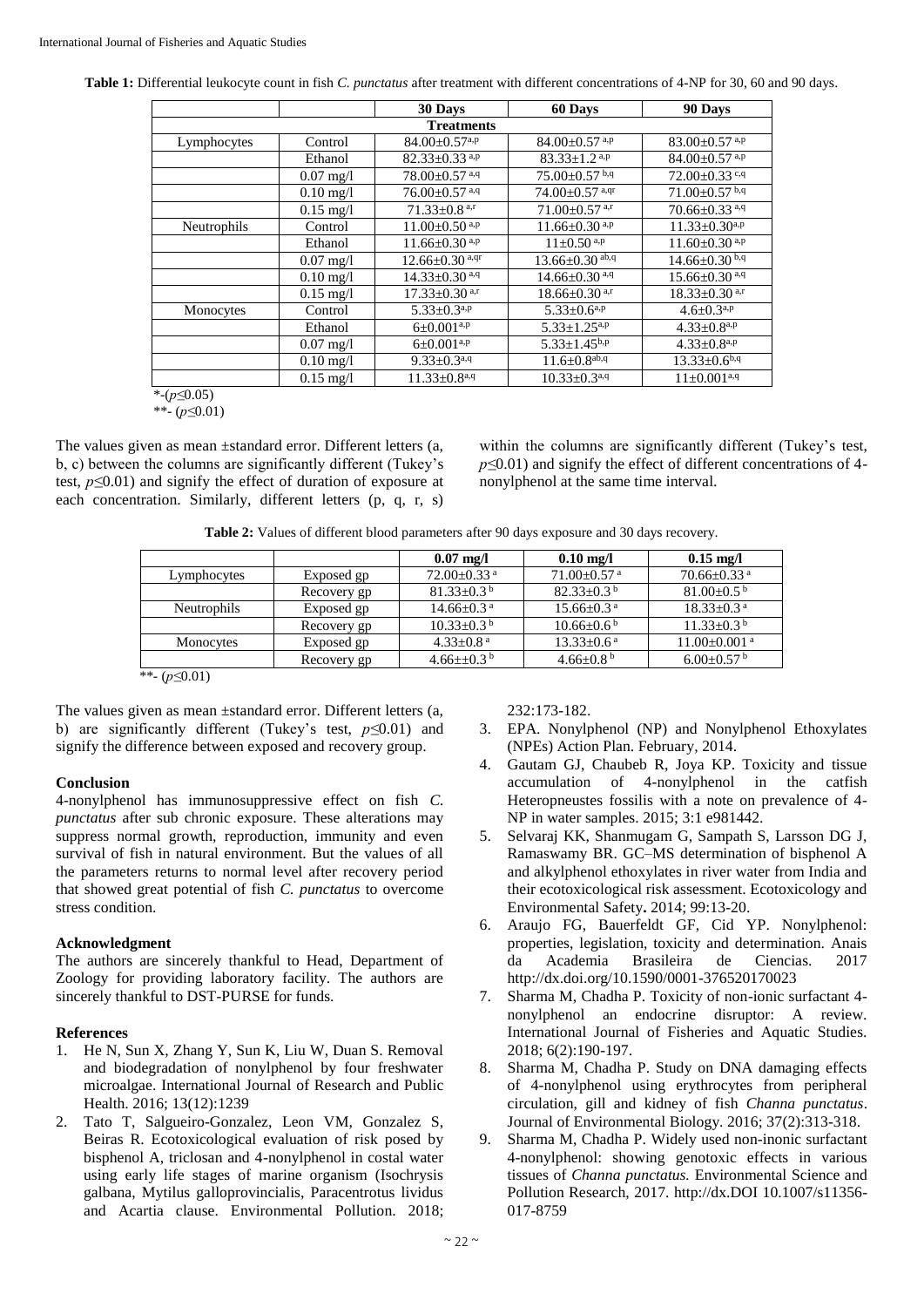**Table 1:** Differential leukocyte count in fish *C. punctatus* after treatment with different concentrations of 4-NP for 30, 60 and 90 days.

| | | 30 Days | 60 Days | 90 Days |
|---|---|---|---|---|
| **Treatments** | | | | |
| Lymphocytes | Control | 84.00±0.57$^{a,p}$ | 84.00±0.57 $^{a,p}$ | 83.00±0.57 $^{a,p}$ |
| | Ethanol | 82.33±0.33 $^{a,p}$ | 83.33±1.2 $^{a,p}$ | 84.00±0.57 $^{a,p}$ |
| | 0.07 mg/l | 78.00±0.57 $^{a,q}$ | 75.00±0.57 $^{b,q}$ | 72.00±0.33 $^{c,q}$ |
| | 0.10 mg/l | 76.00±0.57 $^{a,q}$ | 74.00±0.57 $^{a,qr}$ | 71.00±0.57 $^{b,q}$ |
| | 0.15 mg/l | 71.33±0.8 $^{a,r}$ | 71.00±0.57 $^{a,r}$ | 70.66±0.33 $^{a,q}$ |
| Neutrophils | Control | 11.00±0.50 $^{a,p}$ | 11.66±0.30 $^{a,p}$ | 11.33±0.30$^{a,p}$ |
| | Ethanol | 11.66±0.30 $^{a,p}$ | 11±0.50 $^{a,p}$ | 11.60±0.30 $^{a,p}$ |
| | 0.07 mg/l | 12.66±0.30 $^{a,qr}$ | 13.66±0.30 $^{ab,q}$ | 14.66±0.30 $^{b,q}$ |
| | 0.10 mg/l | 14.33±0.30 $^{a,q}$ | 14.66±0.30 $^{a,q}$ | 15.66±0.30 $^{a,q}$ |
| | 0.15 mg/l | 17.33±0.30 $^{a,r}$ | 18.66±0.30 $^{a,r}$ | 18.33±0.30 $^{a,r}$ |
| Monocytes | Control | 5.33±0.3$^{a,p}$ | 5.33±0.6$^{a,p}$ | 4.6±0.3$^{a,p}$ |
| | Ethanol | 6±0.001$^{a,p}$ | 5.33±1.25$^{a,p}$ | 4.33±0.8$^{a,p}$ |
| | 0.07 mg/l | 6±0.001$^{a,p}$ | 5.33±1.45$^{b,p}$ | 4.33±0.8$^{a,p}$ |
| | 0.10 mg/l | 9.33±0.3$^{a,q}$ | 11.6±0.8$^{ab,q}$ | 13.33±0.6$^{b,q}$ |
| | 0.15 mg/l | 11.33±0.8$^{a,q}$ | 10.33±0.3$^{a,q}$ | 11±0.001$^{a,q}$ |

*-($p \leq 0.05$)

**- ($p \leq 0.01$)

The values given as mean ±standard error. Different letters (a, b, c) between the columns are significantly different (Tukey's test, $p \leq 0.01$) and signify the effect of duration of exposure at each concentration. Similarly, different letters (p, q, r, s) within the columns are significantly different (Tukey's test, $p \leq 0.01$) and signify the effect of different concentrations of 4-nonylphenol at the same time interval.

**Table 2:** Values of different blood parameters after 90 days exposure and 30 days recovery.

| | | 0.07 mg/l | 0.10 mg/l | 0.15 mg/l |
|---|---|---|---|---|
| Lymphocytes | Exposed gp | 72.00±0.33 $^{a}$ | 71.00±0.57 $^{a}$ | 70.66±0.33 $^{a}$ |
| | Recovery gp | 81.33±0.3 $^{b}$ | 82.33±0.3 $^{b}$ | 81.00±0.5 $^{b}$ |
| Neutrophils | Exposed gp | 14.66±0.3 $^{a}$ | 15.66±0.3 $^{a}$ | 18.33±0.3 $^{a}$ |
| | Recovery gp | 10.33±0.3 $^{b}$ | 10.66±0.6 $^{b}$ | 11.33±0.3 $^{b}$ |
| Monocytes | Exposed gp | 4.33±0.8 $^{a}$ | 13.33±0.6 $^{a}$ | 11.00±0.001 $^{a}$ |
| | Recovery gp | 4.66±±0.3 $^{b}$ | 4.66±0.8 $^{b}$ | 6.00±0.57 $^{b}$ |

**- ($p \leq 0.01$)

The values given as mean ±standard error. Different letters (a, b) are significantly different (Tukey's test, $p \leq 0.01$) and signify the difference between exposed and recovery group.

## Conclusion

4-nonylphenol has immunosuppressive effect on fish *C. punctatus* after sub chronic exposure. These alterations may suppress normal growth, reproduction, immunity and even survival of fish in natural environment. But the values of all the parameters returns to normal level after recovery period that showed great potential of fish *C. punctatus* to overcome stress condition.

## Acknowledgment

The authors are sincerely thankful to Head, Department of Zoology for providing laboratory facility. The authors are sincerely thankful to DST-PURSE for funds.

## References

1. He N, Sun X, Zhang Y, Sun K, Liu W, Duan S. Removal and biodegradation of nonylphenol by four freshwater microalgae. International Journal of Research and Public Health. 2016; 13(12):1239
2. Tato T, Salgueiro-Gonzalez, Leon VM, Gonzalez S, Beiras R. Ecotoxicological evaluation of risk posed by bisphenol A, triclosan and 4-nonylphenol in costal water using early life stages of marine organism (Isochrysis galbana, Mytilus galloprovincialis, Paracentrotus lividus and Acartia clause. Environmental Pollution. 2018; 232:173-182.
3. EPA. Nonylphenol (NP) and Nonylphenol Ethoxylates (NPEs) Action Plan. February, 2014.
4. Gautam GJ, Chaubeb R, Joya KP. Toxicity and tissue accumulation of 4-nonylphenol in the catfish Heteropneustes fossilis with a note on prevalence of 4-NP in water samples. 2015; 3:1 e981442.
5. Selvaraj KK, Shanmugam G, Sampath S, Larsson DG J, Ramaswamy BR. GC–MS determination of bisphenol A and alkylphenol ethoxylates in river water from India and their ecotoxicological risk assessment. Ecotoxicology and Environmental Safety**.** 2014; 99:13-20.
6. Araujo FG, Bauerfeldt GF, Cid YP. Nonylphenol: properties, legislation, toxicity and determination. Anais da Academia Brasileira de Ciencias. 2017 http://dx.doi.org/10.1590/0001-376520170023
7. Sharma M, Chadha P. Toxicity of non-ionic surfactant 4-nonylphenol an endocrine disruptor: A review. International Journal of Fisheries and Aquatic Studies. 2018; 6(2):190-197.
8. Sharma M, Chadha P. Study on DNA damaging effects of 4-nonylphenol using erythrocytes from peripheral circulation, gill and kidney of fish *Channa punctatus*. Journal of Environmental Biology. 2016; 37(2):313-318.
9. Sharma M, Chadha P. Widely used non-inonic surfactant 4-nonylphenol: showing genotoxic effects in various tissues of *Channa punctatus.* Environmental Science and Pollution Research, 2017. http://dx.DOI 10.1007/s11356-017-8759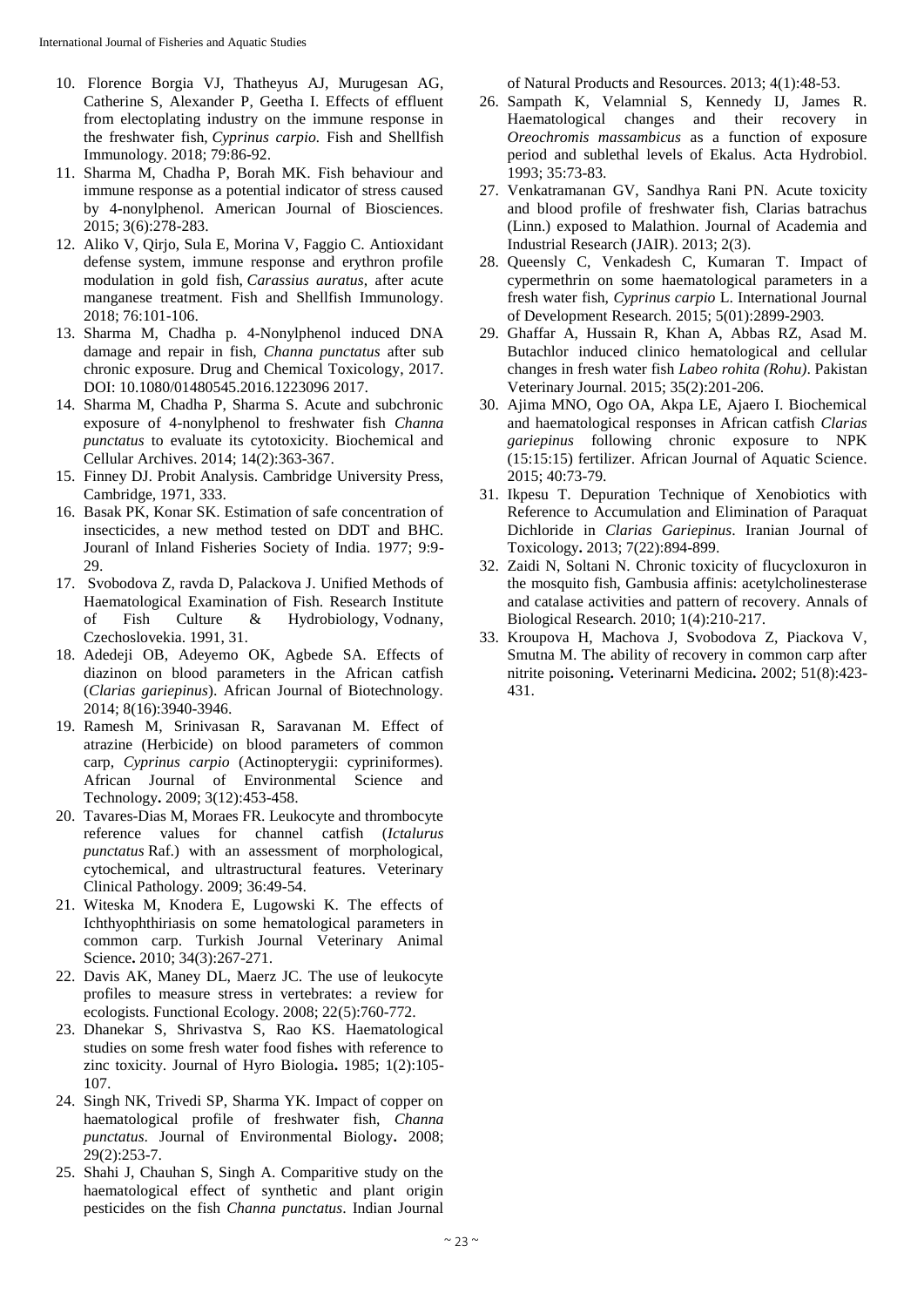10. Florence Borgia VJ, Thatheyus AJ, Murugesan AG, Catherine S, Alexander P, Geetha I. Effects of effluent from electoplating industry on the immune response in the freshwater fish, *Cyprinus carpio.* Fish and Shellfish Immunology. 2018; 79:86-92.
11. Sharma M, Chadha P, Borah MK. Fish behaviour and immune response as a potential indicator of stress caused by 4-nonylphenol. American Journal of Biosciences. 2015; 3(6):278-283.
12. Aliko V, Qirjo, Sula E, Morina V, Faggio C. Antioxidant defense system, immune response and erythron profile modulation in gold fish, *Carassius auratus*, after acute manganese treatment. Fish and Shellfish Immunology. 2018; 76:101-106.
13. Sharma M, Chadha p. 4-Nonylphenol induced DNA damage and repair in fish, *Channa punctatus* after sub chronic exposure. Drug and Chemical Toxicology, 2017. DOI: 10.1080/01480545.2016.1223096 2017.
14. Sharma M, Chadha P, Sharma S. Acute and subchronic exposure of 4-nonylphenol to freshwater fish *Channa punctatus* to evaluate its cytotoxicity. Biochemical and Cellular Archives. 2014; 14(2):363-367.
15. Finney DJ. Probit Analysis. Cambridge University Press, Cambridge, 1971, 333.
16. Basak PK, Konar SK. Estimation of safe concentration of insecticides, a new method tested on DDT and BHC. Jouranl of Inland Fisheries Society of India. 1977; 9:9-29.
17. Svobodova Z, ravda D, Palackova J. Unified Methods of Haematological Examination of Fish. Research Institute of Fish Culture & Hydrobiology, Vodnany, Czechoslovekia. 1991, 31.
18. Adedeji OB, Adeyemo OK, Agbede SA. Effects of diazinon on blood parameters in the African catfish (*Clarias gariepinus*). African Journal of Biotechnology. 2014; 8(16):3940-3946.
19. Ramesh M, Srinivasan R, Saravanan M. Effect of atrazine (Herbicide) on blood parameters of common carp, *Cyprinus carpio* (Actinopterygii: cypriniformes). African Journal of Environmental Science and Technology**.** 2009; 3(12):453-458.
20. Tavares-Dias M, Moraes FR. Leukocyte and thrombocyte reference values for channel catfish (*Ictalurus punctatus* Raf.) with an assessment of morphological, cytochemical, and ultrastructural features. Veterinary Clinical Pathology. 2009; 36:49-54.
21. Witeska M, Knodera E, Lugowski K. The effects of Ichthyophthiriasis on some hematological parameters in common carp. Turkish Journal Veterinary Animal Science**.** 2010; 34(3):267-271.
22. Davis AK, Maney DL, Maerz JC. The use of leukocyte profiles to measure stress in vertebrates: a review for ecologists. Functional Ecology. 2008; 22(5):760-772.
23. Dhanekar S, Shrivastva S, Rao KS. Haematological studies on some fresh water food fishes with reference to zinc toxicity. Journal of Hyro Biologia**.** 1985; 1(2):105-107.
24. Singh NK, Trivedi SP, Sharma YK. Impact of copper on haematological profile of freshwater fish, *Channa punctatus*. Journal of Environmental Biology**.** 2008; 29(2):253-7.
25. Shahi J, Chauhan S, Singh A. Comparitive study on the haematological effect of synthetic and plant origin pesticides on the fish *Channa punctatus*. Indian Journal of Natural Products and Resources. 2013; 4(1):48-53.
26. Sampath K, Velamnial S, Kennedy IJ, James R. Haematological changes and their recovery in *Oreochromis massambicus* as a function of exposure period and sublethal levels of Ekalus. Acta Hydrobiol. 1993; 35:73-83.
27. Venkatramanan GV, Sandhya Rani PN. Acute toxicity and blood profile of freshwater fish, Clarias batrachus (Linn.) exposed to Malathion. Journal of Academia and Industrial Research (JAIR). 2013; 2(3).
28. Queensly C, Venkadesh C, Kumaran T. Impact of cypermethrin on some haematological parameters in a fresh water fish, *Cyprinus carpio* L. International Journal of Development Research*.* 2015; 5(01):2899-2903*.*
29. Ghaffar A, Hussain R, Khan A, Abbas RZ, Asad M. Butachlor induced clinico hematological and cellular changes in fresh water fish *Labeo rohita (Rohu)*. Pakistan Veterinary Journal. 2015; 35(2):201-206.
30. Ajima MNO, Ogo OA, Akpa LE, Ajaero I. Biochemical and haematological responses in African catfish *Clarias gariepinus* following chronic exposure to NPK (15:15:15) fertilizer. African Journal of Aquatic Science. 2015; 40:73-79.
31. Ikpesu T. Depuration Technique of Xenobiotics with Reference to Accumulation and Elimination of Paraquat Dichloride in *Clarias Gariepinus*. Iranian Journal of Toxicology**.** 2013; 7(22):894-899.
32. Zaidi N, Soltani N. Chronic toxicity of flucycloxuron in the mosquito fish, Gambusia affinis: acetylcholinesterase and catalase activities and pattern of recovery. Annals of Biological Research. 2010; 1(4):210-217.
33. Kroupova H, Machova J, Svobodova Z, Piackova V, Smutna M. The ability of recovery in common carp after nitrite poisoning**.** Veterinarni Medicina**.** 2002; 51(8):423-431.